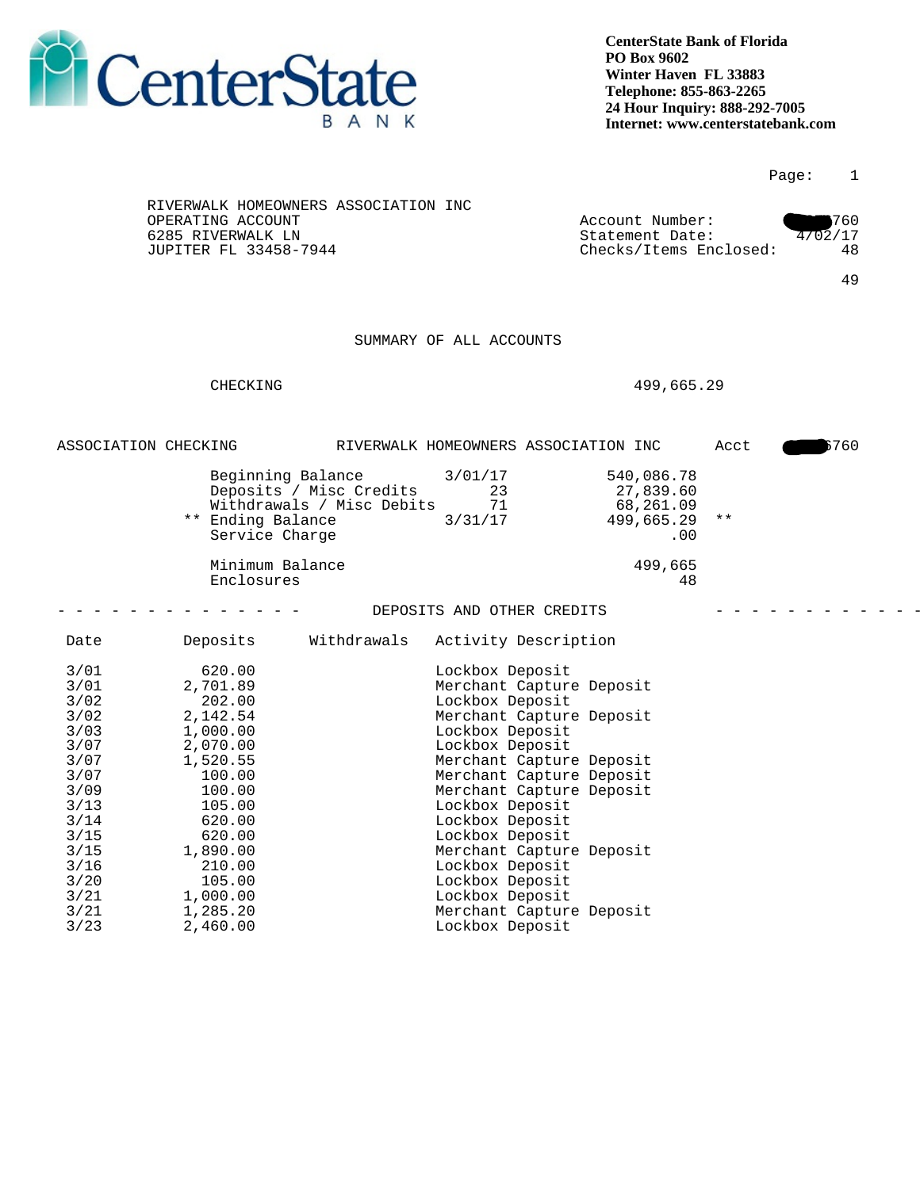**CenterState Bank of Florida**
**PO Box 9602**
**Winter Haven FL 33883**
**Telephone: 855-863-2265**
**24 Hour Inquiry: 888-292-7005**
**Internet: www.centerstatebank.com**

RIVERWALK HOMEOWNERS ASSOCIATION INC
OPERATING ACCOUNT
6285 RIVERWALK LN
JUPITER FL 33458-7944

Account Number: 760
Statement Date: 4/02/17
Checks/Items Enclosed: 48

49

## SUMMARY OF ALL ACCOUNTS

| | |
|---|---|
| CHECKING | 499,665.29 |

## ASSOCIATION CHECKING — RIVERWALK HOMEOWNERS ASSOCIATION INC — Acct 6760

| | | | |
|---|---|---|---|
| Beginning Balance | 3/01/17 | 540,086.78 | |
| Deposits / Misc Credits | 23 | 27,839.60 | |
| Withdrawals / Misc Debits | 71 | 68,261.09 | |
| ** Ending Balance | 3/31/17 | 499,665.29 | ** |
| Service Charge | | .00 | |
| Minimum Balance | | 499,665 | |
| Enclosures | | 48 | |

### DEPOSITS AND OTHER CREDITS

| Date | Deposits | Withdrawals | Activity Description |
|---|---|---|---|
| 3/01 | 620.00 | | Lockbox Deposit |
| 3/01 | 2,701.89 | | Merchant Capture Deposit |
| 3/02 | 202.00 | | Lockbox Deposit |
| 3/02 | 2,142.54 | | Merchant Capture Deposit |
| 3/03 | 1,000.00 | | Lockbox Deposit |
| 3/07 | 2,070.00 | | Lockbox Deposit |
| 3/07 | 1,520.55 | | Merchant Capture Deposit |
| 3/07 | 100.00 | | Merchant Capture Deposit |
| 3/09 | 100.00 | | Merchant Capture Deposit |
| 3/13 | 105.00 | | Lockbox Deposit |
| 3/14 | 620.00 | | Lockbox Deposit |
| 3/15 | 620.00 | | Lockbox Deposit |
| 3/15 | 1,890.00 | | Merchant Capture Deposit |
| 3/16 | 210.00 | | Lockbox Deposit |
| 3/20 | 105.00 | | Lockbox Deposit |
| 3/21 | 1,000.00 | | Lockbox Deposit |
| 3/21 | 1,285.20 | | Merchant Capture Deposit |
| 3/23 | 2,460.00 | | Lockbox Deposit |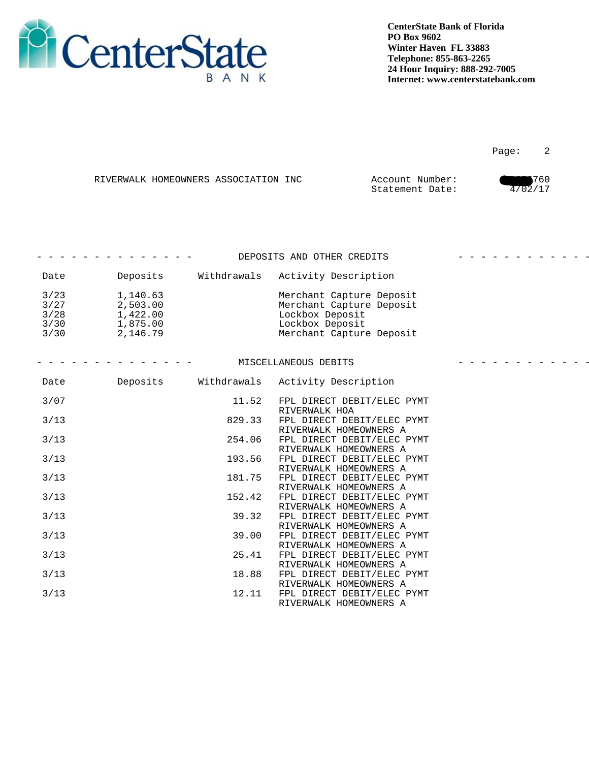**CenterState Bank of Florida**
**PO Box 9602**
**Winter Haven FL 33883**
**Telephone: 855-863-2265**
**24 Hour Inquiry: 888-292-7005**
**Internet: www.centerstatebank.com**

RIVERWALK HOMEOWNERS ASSOCIATION INC

Account Number: ■■■■■760
Statement Date: 4/02/17

## DEPOSITS AND OTHER CREDITS

| Date | Deposits | Withdrawals | Activity Description |
|---|---|---|---|
| 3/23 | 1,140.63 | | Merchant Capture Deposit |
| 3/27 | 2,503.00 | | Merchant Capture Deposit |
| 3/28 | 1,422.00 | | Lockbox Deposit |
| 3/30 | 1,875.00 | | Lockbox Deposit |
| 3/30 | 2,146.79 | | Merchant Capture Deposit |

## MISCELLANEOUS DEBITS

| Date | Deposits | Withdrawals | Activity Description |
|---|---|---|---|
| 3/07 | | 11.52 | FPL DIRECT DEBIT/ELEC PYMT RIVERWALK HOA |
| 3/13 | | 829.33 | FPL DIRECT DEBIT/ELEC PYMT RIVERWALK HOMEOWNERS A |
| 3/13 | | 254.06 | FPL DIRECT DEBIT/ELEC PYMT RIVERWALK HOMEOWNERS A |
| 3/13 | | 193.56 | FPL DIRECT DEBIT/ELEC PYMT RIVERWALK HOMEOWNERS A |
| 3/13 | | 181.75 | FPL DIRECT DEBIT/ELEC PYMT RIVERWALK HOMEOWNERS A |
| 3/13 | | 152.42 | FPL DIRECT DEBIT/ELEC PYMT RIVERWALK HOMEOWNERS A |
| 3/13 | | 39.32 | FPL DIRECT DEBIT/ELEC PYMT RIVERWALK HOMEOWNERS A |
| 3/13 | | 39.00 | FPL DIRECT DEBIT/ELEC PYMT RIVERWALK HOMEOWNERS A |
| 3/13 | | 25.41 | FPL DIRECT DEBIT/ELEC PYMT RIVERWALK HOMEOWNERS A |
| 3/13 | | 18.88 | FPL DIRECT DEBIT/ELEC PYMT RIVERWALK HOMEOWNERS A |
| 3/13 | | 12.11 | FPL DIRECT DEBIT/ELEC PYMT RIVERWALK HOMEOWNERS A |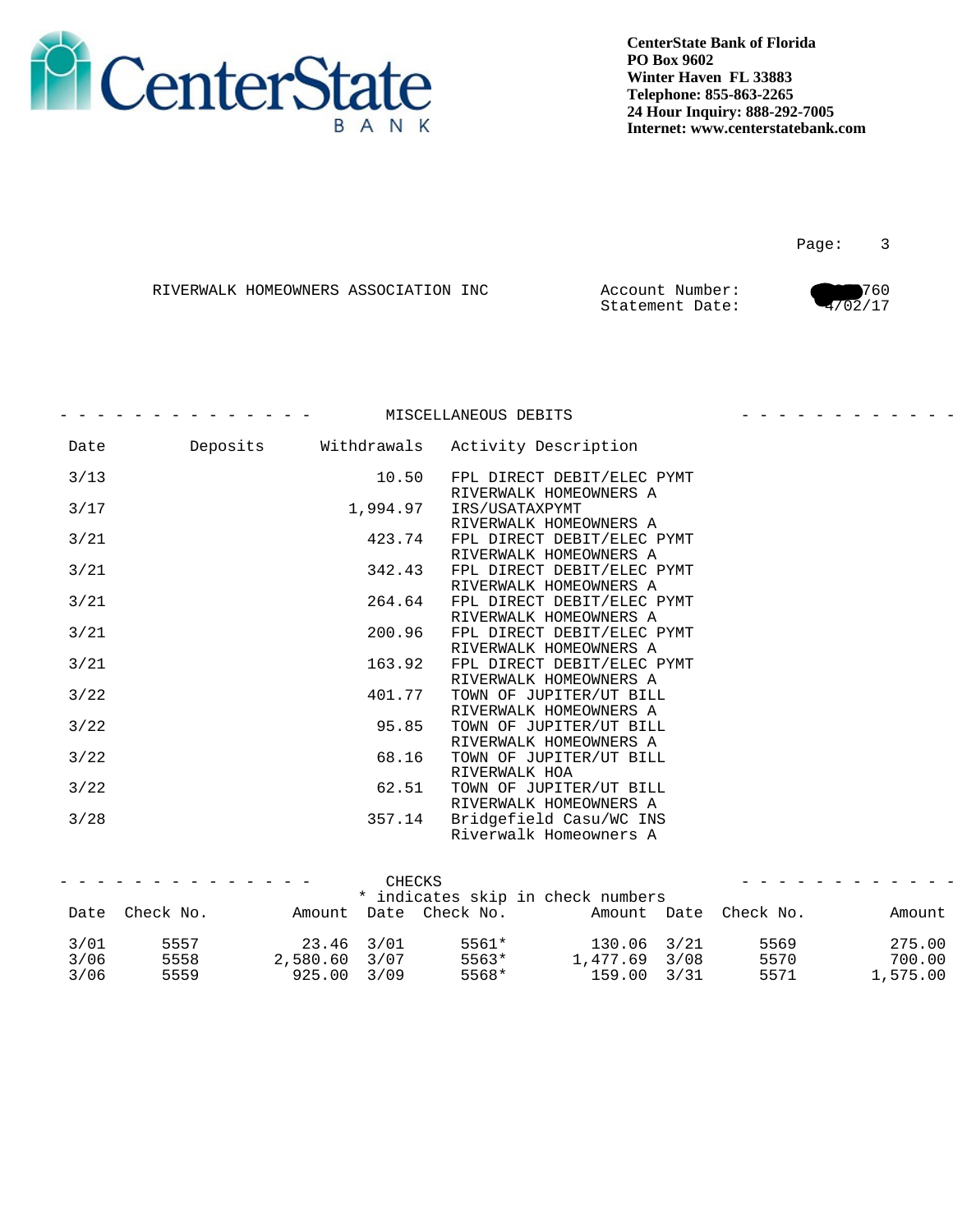**CenterState Bank of Florida**
**PO Box 9602**
**Winter Haven FL 33883**
**Telephone: 855-863-2265**
**24 Hour Inquiry: 888-292-7005**
**Internet: www.centerstatebank.com**

Page: 3

RIVERWALK HOMEOWNERS ASSOCIATION INC

Account Number: 760
Statement Date: 4/02/17

## MISCELLANEOUS DEBITS

| Date | Deposits | Withdrawals | Activity Description |
|---|---|---|---|
| 3/13 | | 10.50 | FPL DIRECT DEBIT/ELEC PYMT RIVERWALK HOMEOWNERS A |
| 3/17 | | 1,994.97 | IRS/USATAXPYMT RIVERWALK HOMEOWNERS A |
| 3/21 | | 423.74 | FPL DIRECT DEBIT/ELEC PYMT RIVERWALK HOMEOWNERS A |
| 3/21 | | 342.43 | FPL DIRECT DEBIT/ELEC PYMT RIVERWALK HOMEOWNERS A |
| 3/21 | | 264.64 | FPL DIRECT DEBIT/ELEC PYMT RIVERWALK HOMEOWNERS A |
| 3/21 | | 200.96 | FPL DIRECT DEBIT/ELEC PYMT RIVERWALK HOMEOWNERS A |
| 3/21 | | 163.92 | FPL DIRECT DEBIT/ELEC PYMT RIVERWALK HOMEOWNERS A |
| 3/22 | | 401.77 | TOWN OF JUPITER/UT BILL RIVERWALK HOMEOWNERS A |
| 3/22 | | 95.85 | TOWN OF JUPITER/UT BILL RIVERWALK HOMEOWNERS A |
| 3/22 | | 68.16 | TOWN OF JUPITER/UT BILL RIVERWALK HOA |
| 3/22 | | 62.51 | TOWN OF JUPITER/UT BILL RIVERWALK HOMEOWNERS A |
| 3/28 | | 357.14 | Bridgefield Casu/WC INS Riverwalk Homeowners A |

## CHECKS

\* indicates skip in check numbers

| Date | Check No. | Amount | Date | Check No. | Amount | Date | Check No. | Amount |
|---|---|---|---|---|---|---|---|---|
| 3/01 | 5557 | 23.46 | 3/01 | 5561* | 130.06 | 3/21 | 5569 | 275.00 |
| 3/06 | 5558 | 2,580.60 | 3/07 | 5563* | 1,477.69 | 3/08 | 5570 | 700.00 |
| 3/06 | 5559 | 925.00 | 3/09 | 5568* | 159.00 | 3/31 | 5571 | 1,575.00 |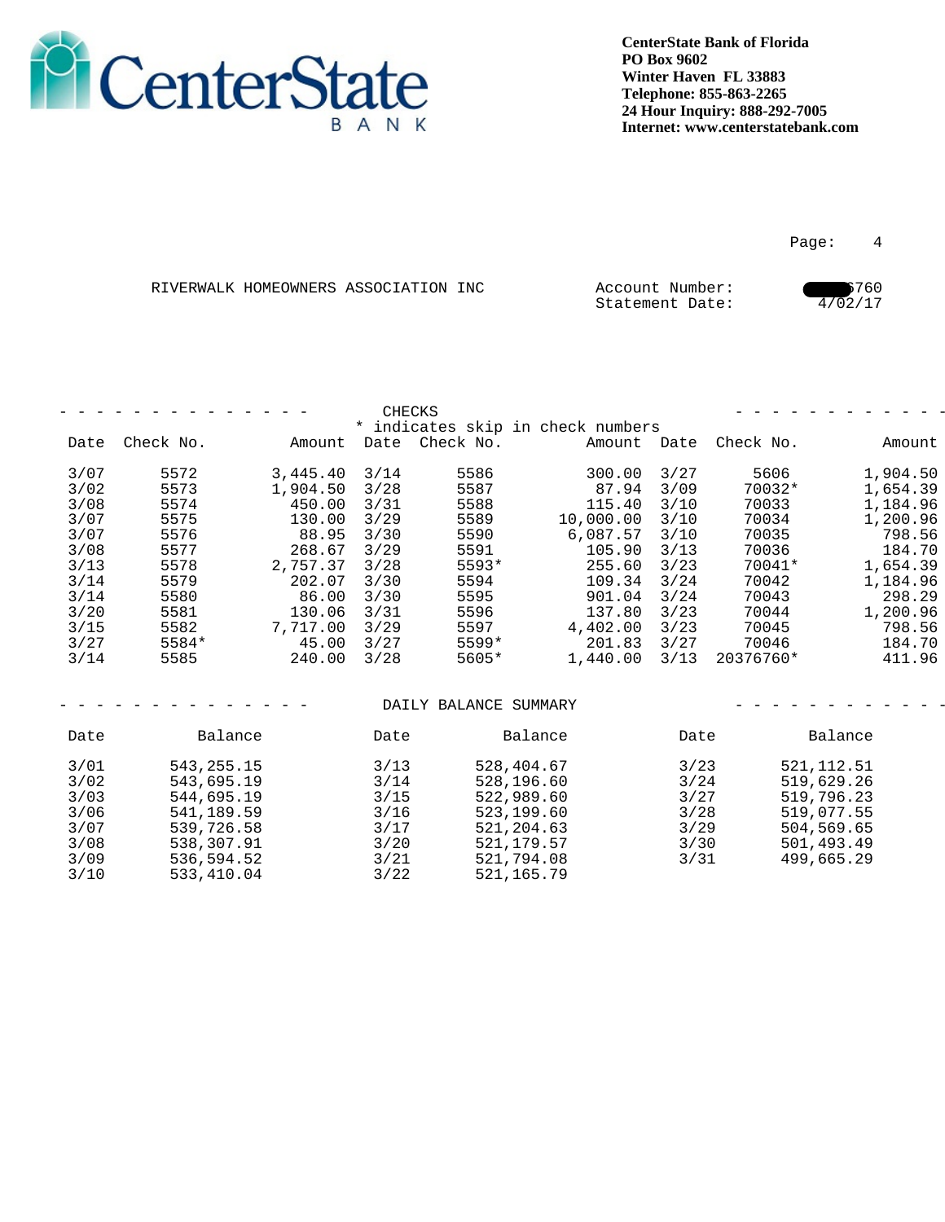**CenterState Bank of Florida**
**PO Box 9602**
**Winter Haven FL 33883**
**Telephone: 855-863-2265**
**24 Hour Inquiry: 888-292-7005**
**Internet: www.centerstatebank.com**

Page: 4

RIVERWALK HOMEOWNERS ASSOCIATION INC

Account Number: 6760
Statement Date: 4/02/17

## CHECKS

\* indicates skip in check numbers

| Date | Check No. | Amount | Date | Check No. | Amount | Date | Check No. | Amount |
|---|---|---|---|---|---|---|---|---|
| 3/07 | 5572 | 3,445.40 | 3/14 | 5586 | 300.00 | 3/27 | 5606 | 1,904.50 |
| 3/02 | 5573 | 1,904.50 | 3/28 | 5587 | 87.94 | 3/09 | 70032* | 1,654.39 |
| 3/08 | 5574 | 450.00 | 3/31 | 5588 | 115.40 | 3/10 | 70033 | 1,184.96 |
| 3/07 | 5575 | 130.00 | 3/29 | 5589 | 10,000.00 | 3/10 | 70034 | 1,200.96 |
| 3/07 | 5576 | 88.95 | 3/30 | 5590 | 6,087.57 | 3/10 | 70035 | 798.56 |
| 3/08 | 5577 | 268.67 | 3/29 | 5591 | 105.90 | 3/13 | 70036 | 184.70 |
| 3/13 | 5578 | 2,757.37 | 3/28 | 5593* | 255.60 | 3/23 | 70041* | 1,654.39 |
| 3/14 | 5579 | 202.07 | 3/30 | 5594 | 109.34 | 3/24 | 70042 | 1,184.96 |
| 3/14 | 5580 | 86.00 | 3/30 | 5595 | 901.04 | 3/24 | 70043 | 298.29 |
| 3/20 | 5581 | 130.06 | 3/31 | 5596 | 137.80 | 3/23 | 70044 | 1,200.96 |
| 3/15 | 5582 | 7,717.00 | 3/29 | 5597 | 4,402.00 | 3/23 | 70045 | 798.56 |
| 3/27 | 5584* | 45.00 | 3/27 | 5599* | 201.83 | 3/27 | 70046 | 184.70 |
| 3/14 | 5585 | 240.00 | 3/28 | 5605* | 1,440.00 | 3/13 | 20376760* | 411.96 |

## DAILY BALANCE SUMMARY

| Date | Balance | Date | Balance | Date | Balance |
|---|---|---|---|---|---|
| 3/01 | 543,255.15 | 3/13 | 528,404.67 | 3/23 | 521,112.51 |
| 3/02 | 543,695.19 | 3/14 | 528,196.60 | 3/24 | 519,629.26 |
| 3/03 | 544,695.19 | 3/15 | 522,989.60 | 3/27 | 519,796.23 |
| 3/06 | 541,189.59 | 3/16 | 523,199.60 | 3/28 | 519,077.55 |
| 3/07 | 539,726.58 | 3/17 | 521,204.63 | 3/29 | 504,569.65 |
| 3/08 | 538,307.91 | 3/20 | 521,179.57 | 3/30 | 501,493.49 |
| 3/09 | 536,594.52 | 3/21 | 521,794.08 | 3/31 | 499,665.29 |
| 3/10 | 533,410.04 | 3/22 | 521,165.79 | | |